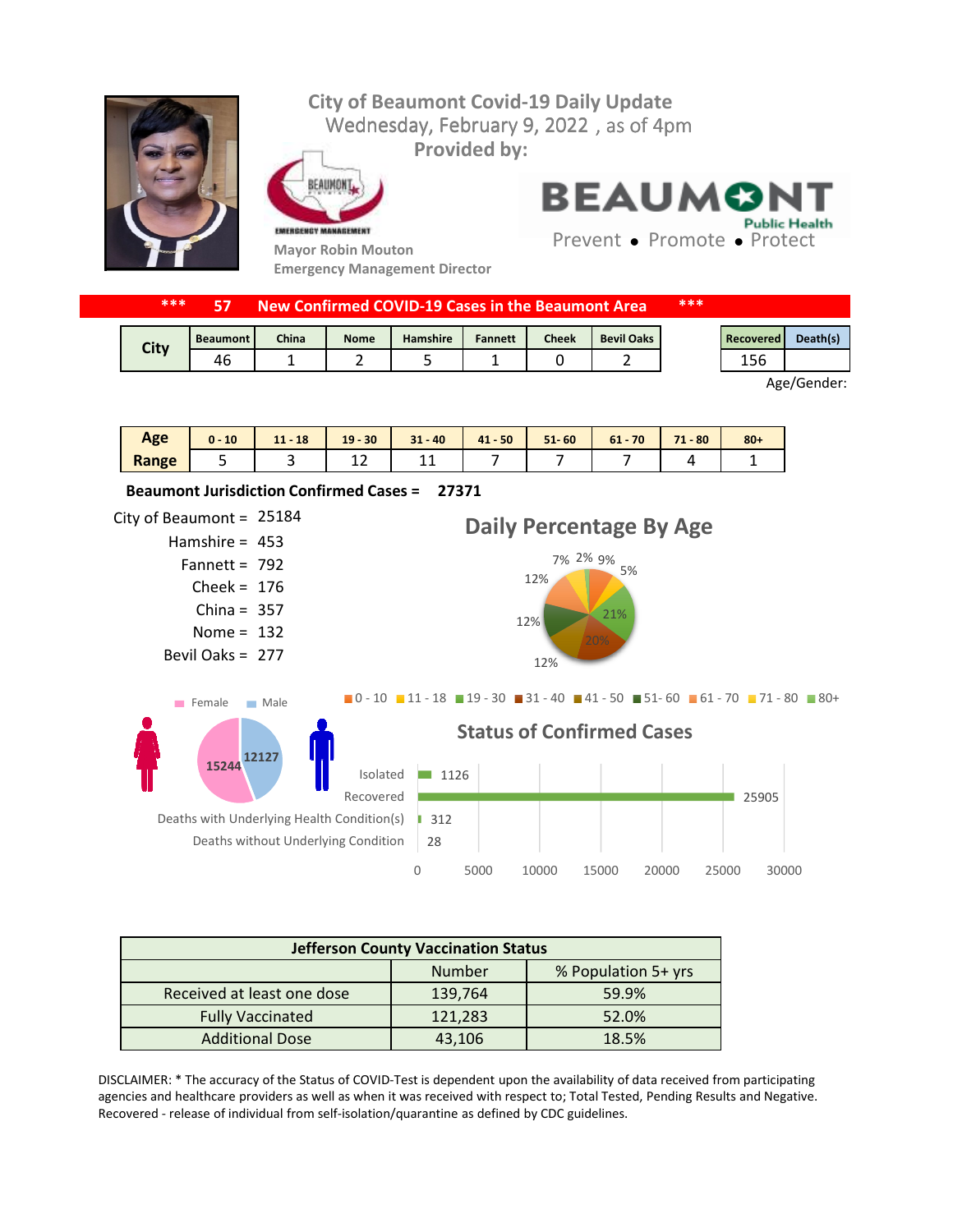# City of Beaumont Covid-19 Daily Update

Wednesday, February 9, 2022 , as of 4pm

**Provided by:**

Mayor Robin Mouton
Emergency Management Director

BEAUMONT Public Health
Prevent • Promote • Protect

**\*\*\* 57 New Confirmed COVID-19 Cases in the Beaumont Area \*\*\***

| City | Beaumont | China | Nome | Hamshire | Fannett | Cheek | Bevil Oaks |
|---|---|---|---|---|---|---|---|
| | 46 | 1 | 2 | 5 | 1 | 0 | 2 |

| Recovered | Death(s) |
|---|---|
| 156 | |

Age/Gender:

| Age Range | 0 - 10 | 11 - 18 | 19 - 30 | 31 - 40 | 41 - 50 | 51- 60 | 61 - 70 | 71 - 80 | 80+ |
|---|---|---|---|---|---|---|---|---|---|
| | 5 | 3 | 12 | 11 | 7 | 7 | 7 | 4 | 1 |

**Beaumont Jurisdiction Confirmed Cases = 27371**

City of Beaumont = 25184
Hamshire = 453
Fannett = 792
Cheek = 176
China = 357
Nome = 132
Bevil Oaks = 277

## Daily Percentage By Age

7% 2% 9% 5% 12% 21% 12% 20% 12%

0 - 10, 11 - 18, 19 - 30, 31 - 40, 41 - 50, 51- 60, 61 - 70, 71 - 80, 80+

Female Male
15244 12127

## Status of Confirmed Cases

Isolated 1126
Recovered 25905
Deaths with Underlying Health Condition(s) 312
Deaths without Underlying Condition 28

0 5000 10000 15000 20000 25000 30000

| Jefferson County Vaccination Status | | |
|---|---|---|
| | Number | % Population 5+ yrs |
| Received at least one dose | 139,764 | 59.9% |
| Fully Vaccinated | 121,283 | 52.0% |
| Additional Dose | 43,106 | 18.5% |

DISCLAIMER: * The accuracy of the Status of COVID-Test is dependent upon the availability of data received from participating agencies and healthcare providers as well as when it was received with respect to; Total Tested, Pending Results and Negative. Recovered - release of individual from self-isolation/quarantine as defined by CDC guidelines.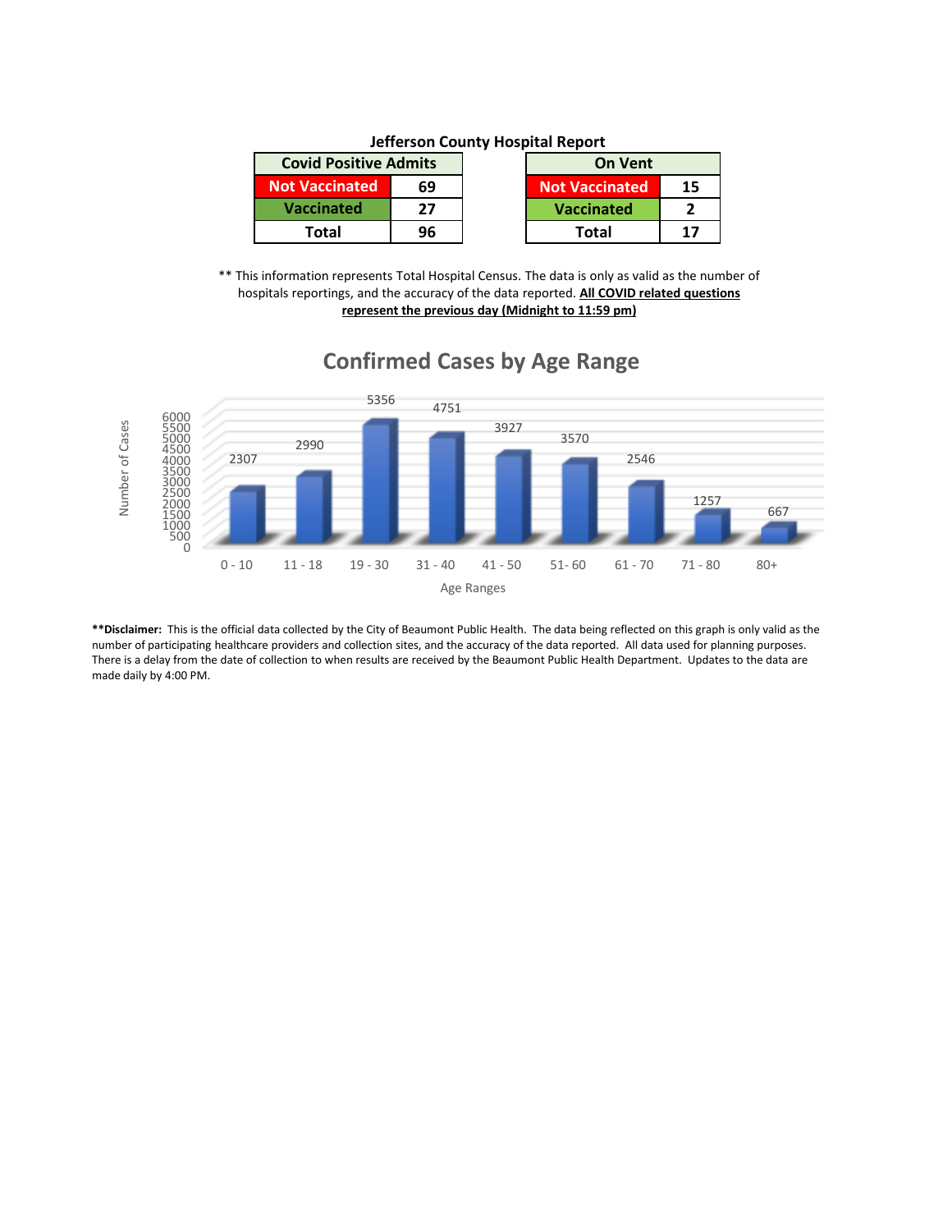## Jefferson County Hospital Report

| Covid Positive Admits | |
|---|---|
| Not Vaccinated | 69 |
| Vaccinated | 27 |
| Total | 96 |

| On Vent | |
|---|---|
| Not Vaccinated | 15 |
| Vaccinated | 2 |
| Total | 17 |

** This information represents Total Hospital Census. The data is only as valid as the number of hospitals reportings, and the accuracy of the data reported. **All COVID related questions represent the previous day (Midnight to 11:59 pm)**

## Confirmed Cases by Age Range

Number of Cases

6000
5500
5000
4500
4000
3500
3000
2500
2000
1500
1000
500
0

2307
2990
5356
4751
3927
3570
2546
1257
667

0 - 10
11 - 18
19 - 30
31 - 40
41 - 50
51- 60
61 - 70
71 - 80
80+

Age Ranges

**\*\*Disclaimer:** This is the official data collected by the City of Beaumont Public Health. The data being reflected on this graph is only valid as the number of participating healthcare providers and collection sites, and the accuracy of the data reported. All data used for planning purposes. There is a delay from the date of collection to when results are received by the Beaumont Public Health Department. Updates to the data are made daily by 4:00 PM.